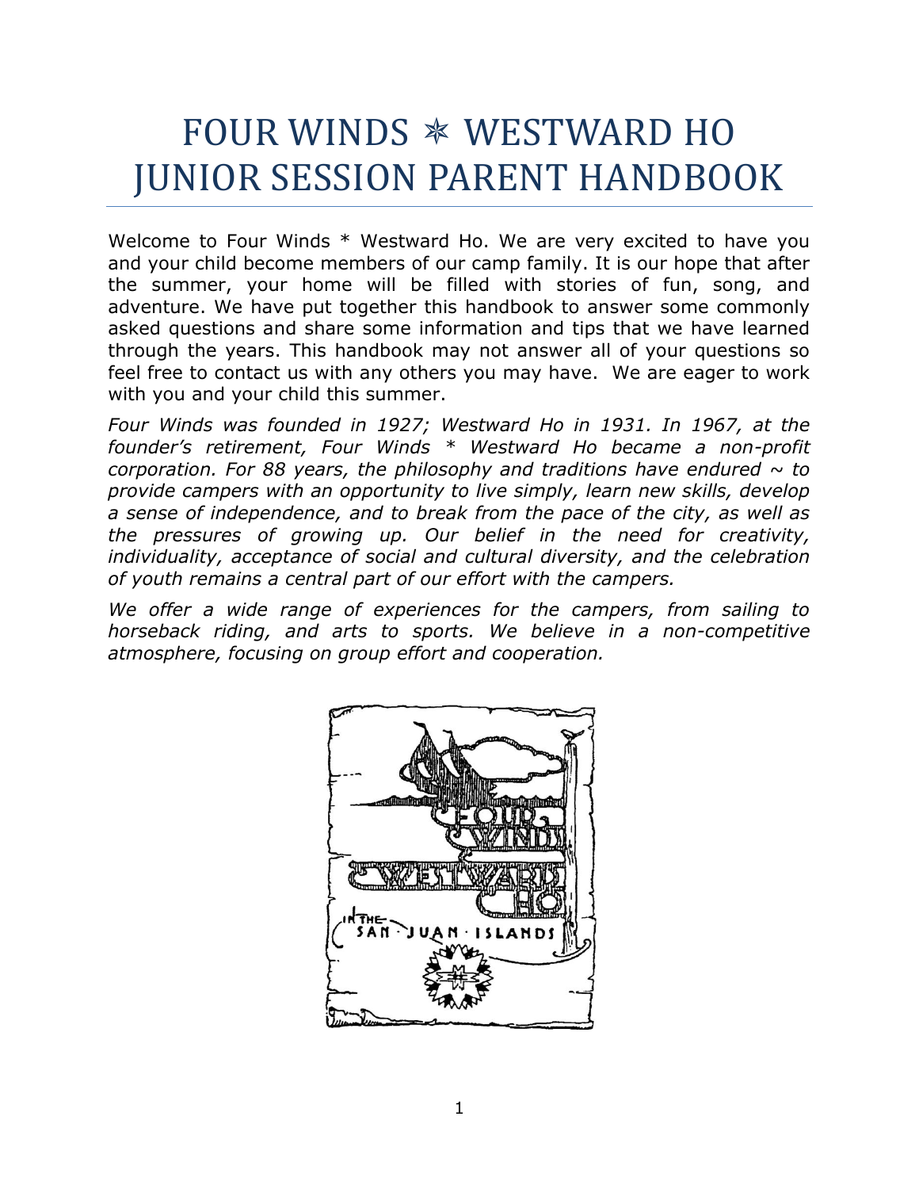# FOUR WINDS ✵ WESTWARD HO JUNIOR SESSION PARENT HANDBOOK

Welcome to Four Winds * Westward Ho. We are very excited to have you and your child become members of our camp family. It is our hope that after the summer, your home will be filled with stories of fun, song, and adventure. We have put together this handbook to answer some commonly asked questions and share some information and tips that we have learned through the years. This handbook may not answer all of your questions so feel free to contact us with any others you may have. We are eager to work with you and your child this summer.

*Four Winds was founded in 1927; Westward Ho in 1931. In 1967, at the founder's retirement, Four Winds * Westward Ho became a non-profit corporation. For 88 years, the philosophy and traditions have endured ~ to provide campers with an opportunity to live simply, learn new skills, develop a sense of independence, and to break from the pace of the city, as well as the pressures of growing up. Our belief in the need for creativity, individuality, acceptance of social and cultural diversity, and the celebration of youth remains a central part of our effort with the campers.*

*We offer a wide range of experiences for the campers, from sailing to horseback riding, and arts to sports. We believe in a non-competitive atmosphere, focusing on group effort and cooperation.*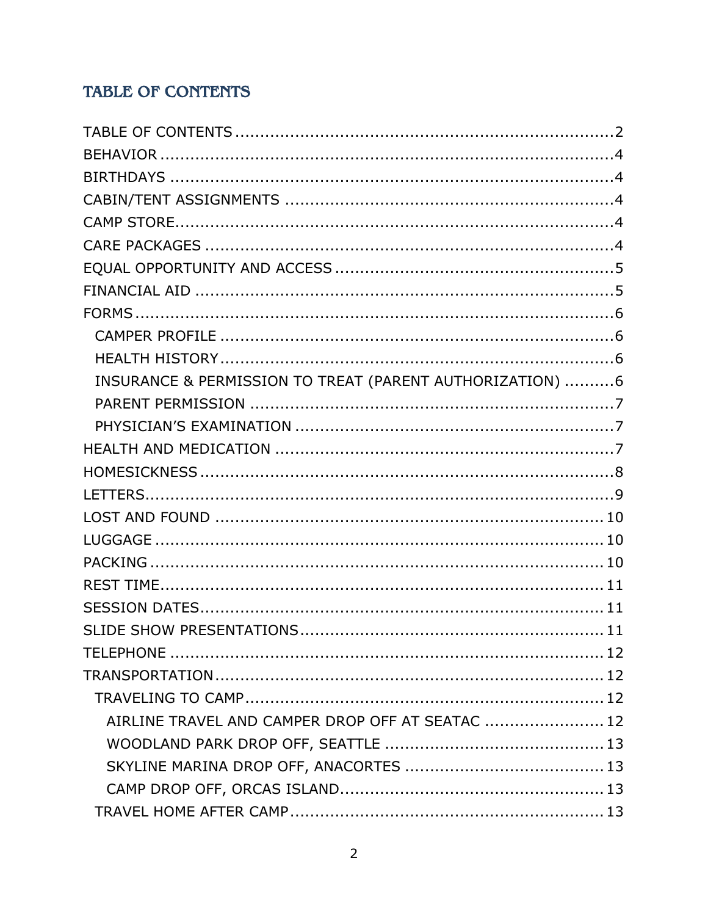## TABLE OF CONTENTS

- TABLE OF CONTENTS ..... 2
- BEHAVIOR ..... 4
- BIRTHDAYS ..... 4
- CABIN/TENT ASSIGNMENTS ..... 4
- CAMP STORE ..... 4
- CARE PACKAGES ..... 4
- EQUAL OPPORTUNITY AND ACCESS ..... 5
- FINANCIAL AID ..... 5
- FORMS ..... 6
  - CAMPER PROFILE ..... 6
  - HEALTH HISTORY ..... 6
  - INSURANCE & PERMISSION TO TREAT (PARENT AUTHORIZATION) ..... 6
  - PARENT PERMISSION ..... 7
  - PHYSICIAN'S EXAMINATION ..... 7
- HEALTH AND MEDICATION ..... 7
- HOMESICKNESS ..... 8
- LETTERS ..... 9
- LOST AND FOUND ..... 10
- LUGGAGE ..... 10
- PACKING ..... 10
- REST TIME ..... 11
- SESSION DATES ..... 11
- SLIDE SHOW PRESENTATIONS ..... 11
- TELEPHONE ..... 12
- TRANSPORTATION ..... 12
  - TRAVELING TO CAMP ..... 12
    - AIRLINE TRAVEL AND CAMPER DROP OFF AT SEATAC ..... 12
    - WOODLAND PARK DROP OFF, SEATTLE ..... 13
    - SKYLINE MARINA DROP OFF, ANACORTES ..... 13
    - CAMP DROP OFF, ORCAS ISLAND ..... 13
  - TRAVEL HOME AFTER CAMP ..... 13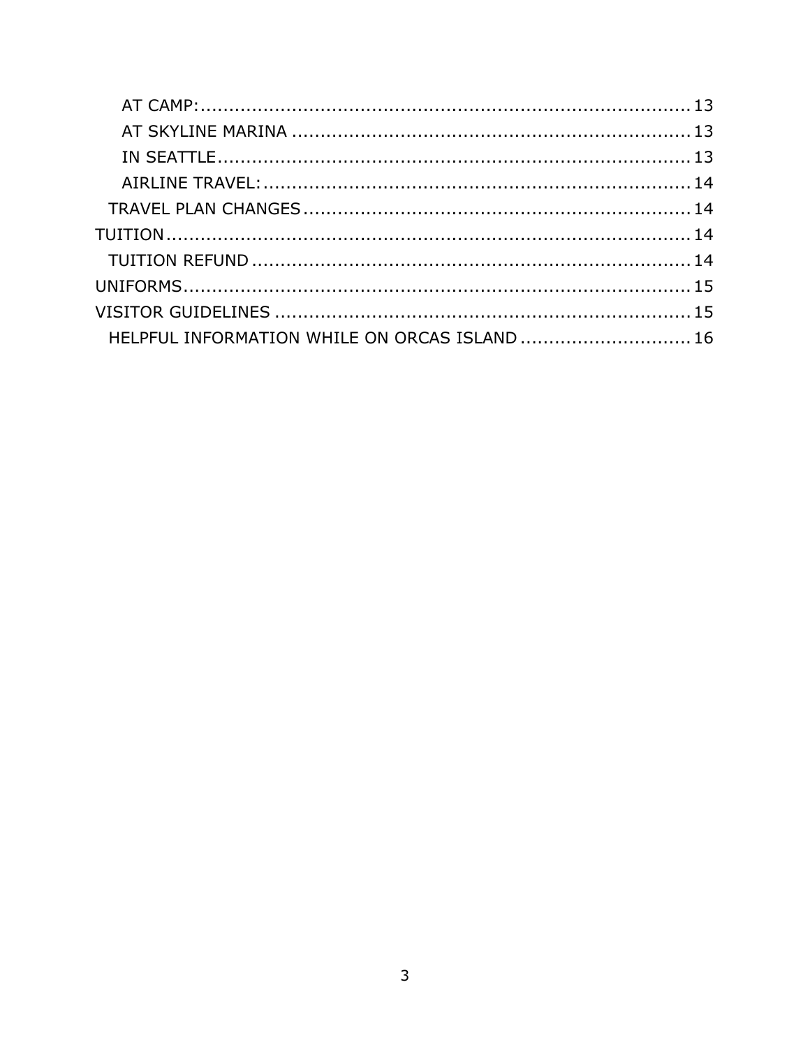- AT CAMP: 13
- AT SKYLINE MARINA 13
- IN SEATTLE 13
- AIRLINE TRAVEL: 14

TRAVEL PLAN CHANGES 14

TUITION 14

TUITION REFUND 14

UNIFORMS 15

VISITOR GUIDELINES 15

HELPFUL INFORMATION WHILE ON ORCAS ISLAND 16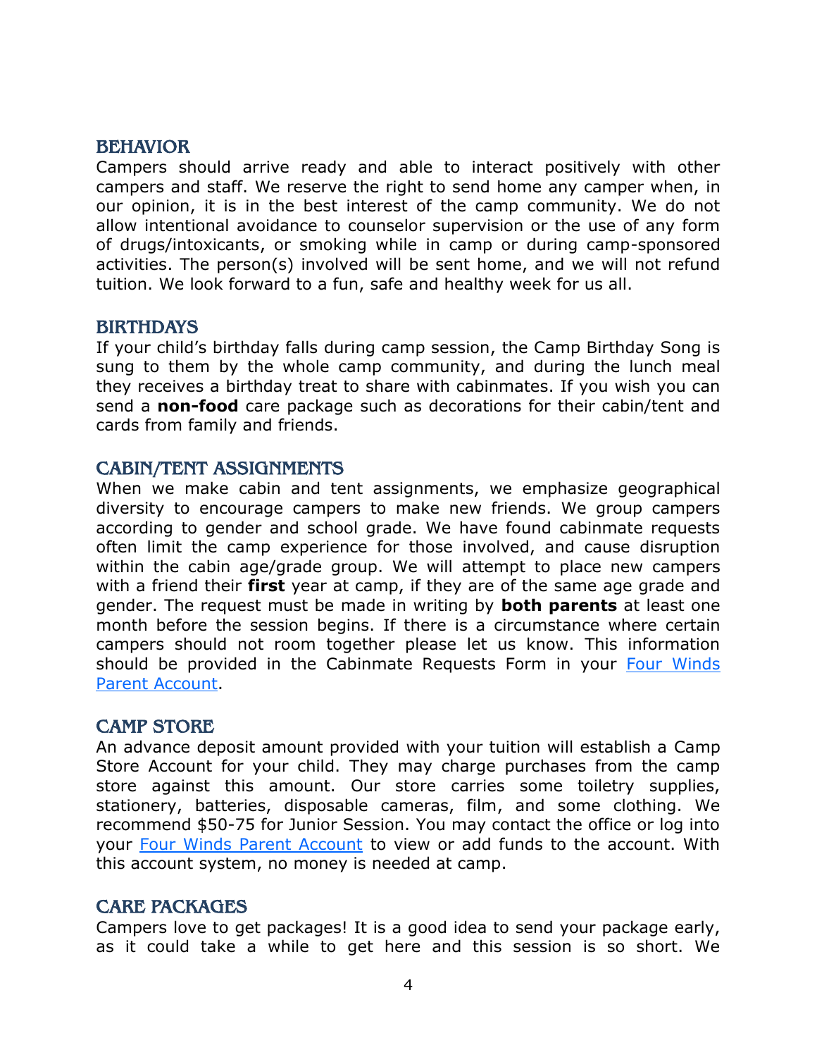## BEHAVIOR

Campers should arrive ready and able to interact positively with other campers and staff. We reserve the right to send home any camper when, in our opinion, it is in the best interest of the camp community. We do not allow intentional avoidance to counselor supervision or the use of any form of drugs/intoxicants, or smoking while in camp or during camp-sponsored activities. The person(s) involved will be sent home, and we will not refund tuition. We look forward to a fun, safe and healthy week for us all.

## BIRTHDAYS

If your child's birthday falls during camp session, the Camp Birthday Song is sung to them by the whole camp community, and during the lunch meal they receives a birthday treat to share with cabinmates. If you wish you can send a **non-food** care package such as decorations for their cabin/tent and cards from family and friends.

## CABIN/TENT ASSIGNMENTS

When we make cabin and tent assignments, we emphasize geographical diversity to encourage campers to make new friends. We group campers according to gender and school grade. We have found cabinmate requests often limit the camp experience for those involved, and cause disruption within the cabin age/grade group. We will attempt to place new campers with a friend their **first** year at camp, if they are of the same age grade and gender. The request must be made in writing by **both parents** at least one month before the session begins. If there is a circumstance where certain campers should not room together please let us know. This information should be provided in the Cabinmate Requests Form in your Four Winds Parent Account.

## CAMP STORE

An advance deposit amount provided with your tuition will establish a Camp Store Account for your child. They may charge purchases from the camp store against this amount. Our store carries some toiletry supplies, stationery, batteries, disposable cameras, film, and some clothing. We recommend $50-75 for Junior Session. You may contact the office or log into your Four Winds Parent Account to view or add funds to the account. With this account system, no money is needed at camp.

## CARE PACKAGES

Campers love to get packages! It is a good idea to send your package early, as it could take a while to get here and this session is so short. We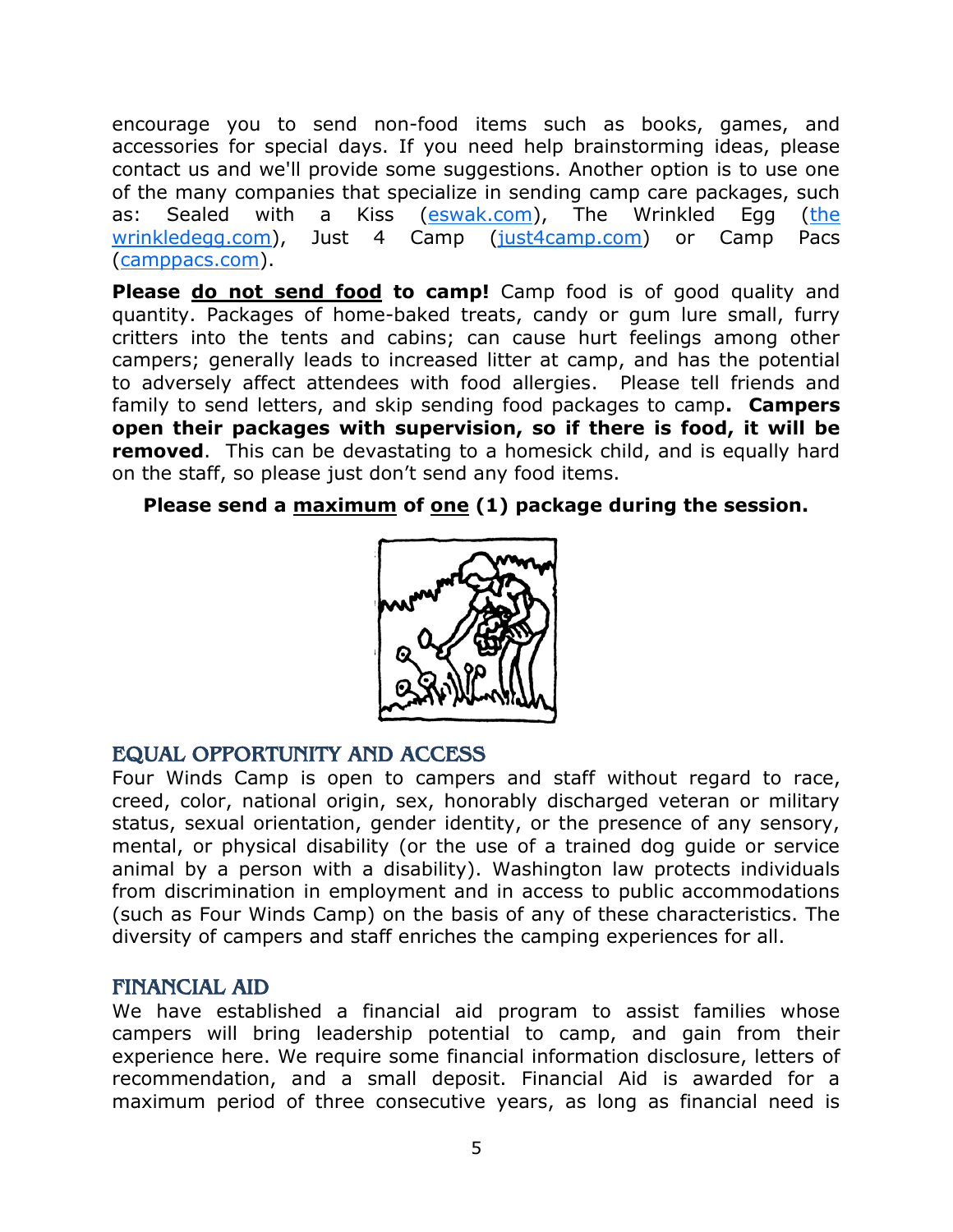encourage you to send non-food items such as books, games, and accessories for special days. If you need help brainstorming ideas, please contact us and we'll provide some suggestions. Another option is to use one of the many companies that specialize in sending camp care packages, such as: Sealed with a Kiss (eswak.com), The Wrinkled Egg (the wrinkledegg.com), Just 4 Camp (just4camp.com) or Camp Pacs (camppacs.com).

**Please do not send food to camp!** Camp food is of good quality and quantity. Packages of home-baked treats, candy or gum lure small, furry critters into the tents and cabins; can cause hurt feelings among other campers; generally leads to increased litter at camp, and has the potential to adversely affect attendees with food allergies. Please tell friends and family to send letters, and skip sending food packages to camp**. Campers open their packages with supervision, so if there is food, it will be removed**. This can be devastating to a homesick child, and is equally hard on the staff, so please just don't send any food items.

**Please send a maximum of one (1) package during the session.**

## EQUAL OPPORTUNITY AND ACCESS

Four Winds Camp is open to campers and staff without regard to race, creed, color, national origin, sex, honorably discharged veteran or military status, sexual orientation, gender identity, or the presence of any sensory, mental, or physical disability (or the use of a trained dog guide or service animal by a person with a disability). Washington law protects individuals from discrimination in employment and in access to public accommodations (such as Four Winds Camp) on the basis of any of these characteristics. The diversity of campers and staff enriches the camping experiences for all.

## FINANCIAL AID

We have established a financial aid program to assist families whose campers will bring leadership potential to camp, and gain from their experience here. We require some financial information disclosure, letters of recommendation, and a small deposit. Financial Aid is awarded for a maximum period of three consecutive years, as long as financial need is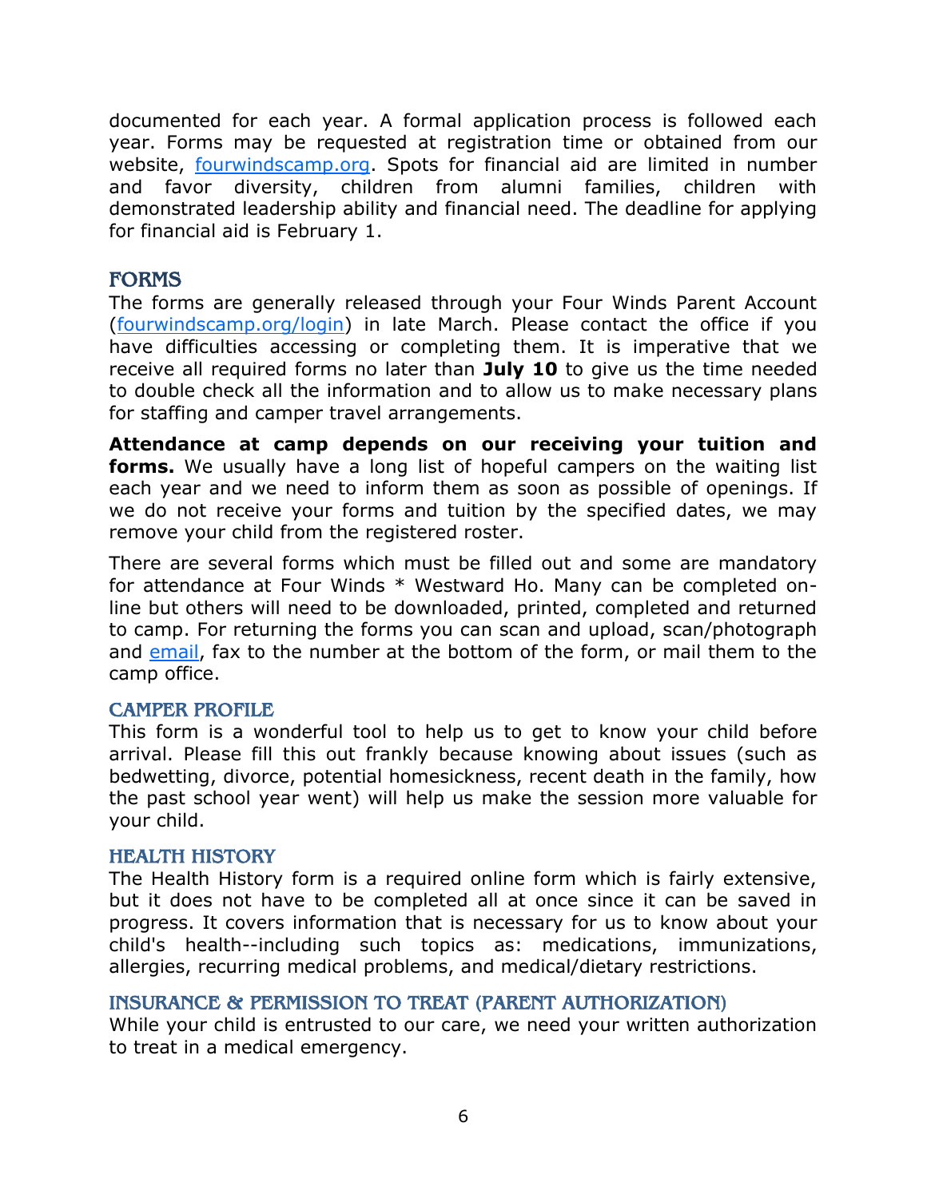documented for each year. A formal application process is followed each year. Forms may be requested at registration time or obtained from our website, [fourwindscamp.org](fourwindscamp.org). Spots for financial aid are limited in number and favor diversity, children from alumni families, children with demonstrated leadership ability and financial need. The deadline for applying for financial aid is February 1.

## FORMS

The forms are generally released through your Four Winds Parent Account ([fourwindscamp.org/login](fourwindscamp.org/login)) in late March. Please contact the office if you have difficulties accessing or completing them. It is imperative that we receive all required forms no later than **July 10** to give us the time needed to double check all the information and to allow us to make necessary plans for staffing and camper travel arrangements.

**Attendance at camp depends on our receiving your tuition and forms.** We usually have a long list of hopeful campers on the waiting list each year and we need to inform them as soon as possible of openings. If we do not receive your forms and tuition by the specified dates, we may remove your child from the registered roster.

There are several forms which must be filled out and some are mandatory for attendance at Four Winds * Westward Ho. Many can be completed on-line but others will need to be downloaded, printed, completed and returned to camp. For returning the forms you can scan and upload, scan/photograph and email, fax to the number at the bottom of the form, or mail them to the camp office.

### CAMPER PROFILE

This form is a wonderful tool to help us to get to know your child before arrival. Please fill this out frankly because knowing about issues (such as bedwetting, divorce, potential homesickness, recent death in the family, how the past school year went) will help us make the session more valuable for your child.

### HEALTH HISTORY

The Health History form is a required online form which is fairly extensive, but it does not have to be completed all at once since it can be saved in progress. It covers information that is necessary for us to know about your child's health--including such topics as: medications, immunizations, allergies, recurring medical problems, and medical/dietary restrictions.

### INSURANCE & PERMISSION TO TREAT (PARENT AUTHORIZATION)

While your child is entrusted to our care, we need your written authorization to treat in a medical emergency.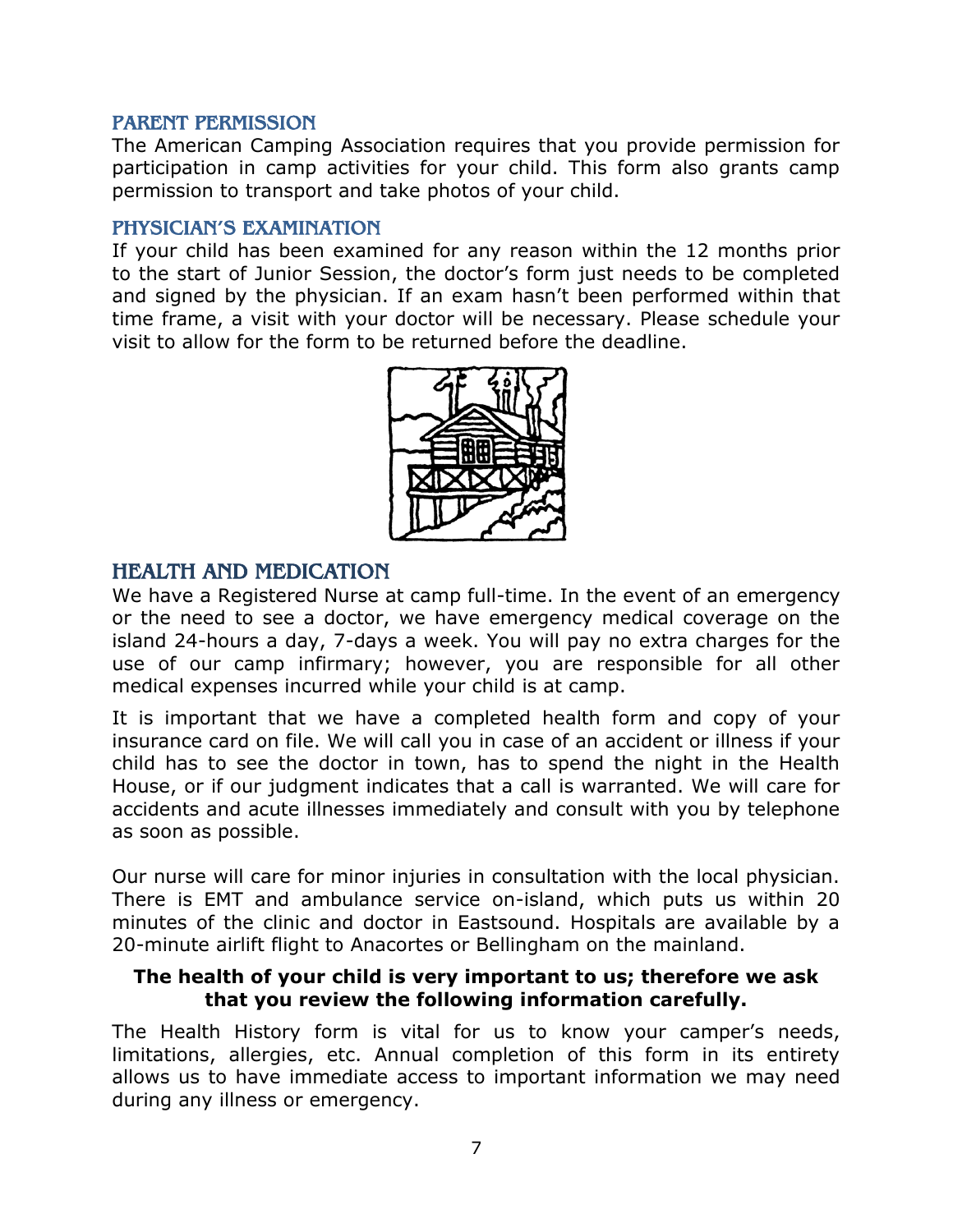## PARENT PERMISSION

The American Camping Association requires that you provide permission for participation in camp activities for your child. This form also grants camp permission to transport and take photos of your child.

## PHYSICIAN'S EXAMINATION

If your child has been examined for any reason within the 12 months prior to the start of Junior Session, the doctor's form just needs to be completed and signed by the physician. If an exam hasn't been performed within that time frame, a visit with your doctor will be necessary. Please schedule your visit to allow for the form to be returned before the deadline.

# HEALTH AND MEDICATION

We have a Registered Nurse at camp full-time. In the event of an emergency or the need to see a doctor, we have emergency medical coverage on the island 24-hours a day, 7-days a week. You will pay no extra charges for the use of our camp infirmary; however, you are responsible for all other medical expenses incurred while your child is at camp.

It is important that we have a completed health form and copy of your insurance card on file. We will call you in case of an accident or illness if your child has to see the doctor in town, has to spend the night in the Health House, or if our judgment indicates that a call is warranted. We will care for accidents and acute illnesses immediately and consult with you by telephone as soon as possible.

Our nurse will care for minor injuries in consultation with the local physician. There is EMT and ambulance service on-island, which puts us within 20 minutes of the clinic and doctor in Eastsound. Hospitals are available by a 20-minute airlift flight to Anacortes or Bellingham on the mainland.

**The health of your child is very important to us; therefore we ask that you review the following information carefully.**

The Health History form is vital for us to know your camper's needs, limitations, allergies, etc. Annual completion of this form in its entirety allows us to have immediate access to important information we may need during any illness or emergency.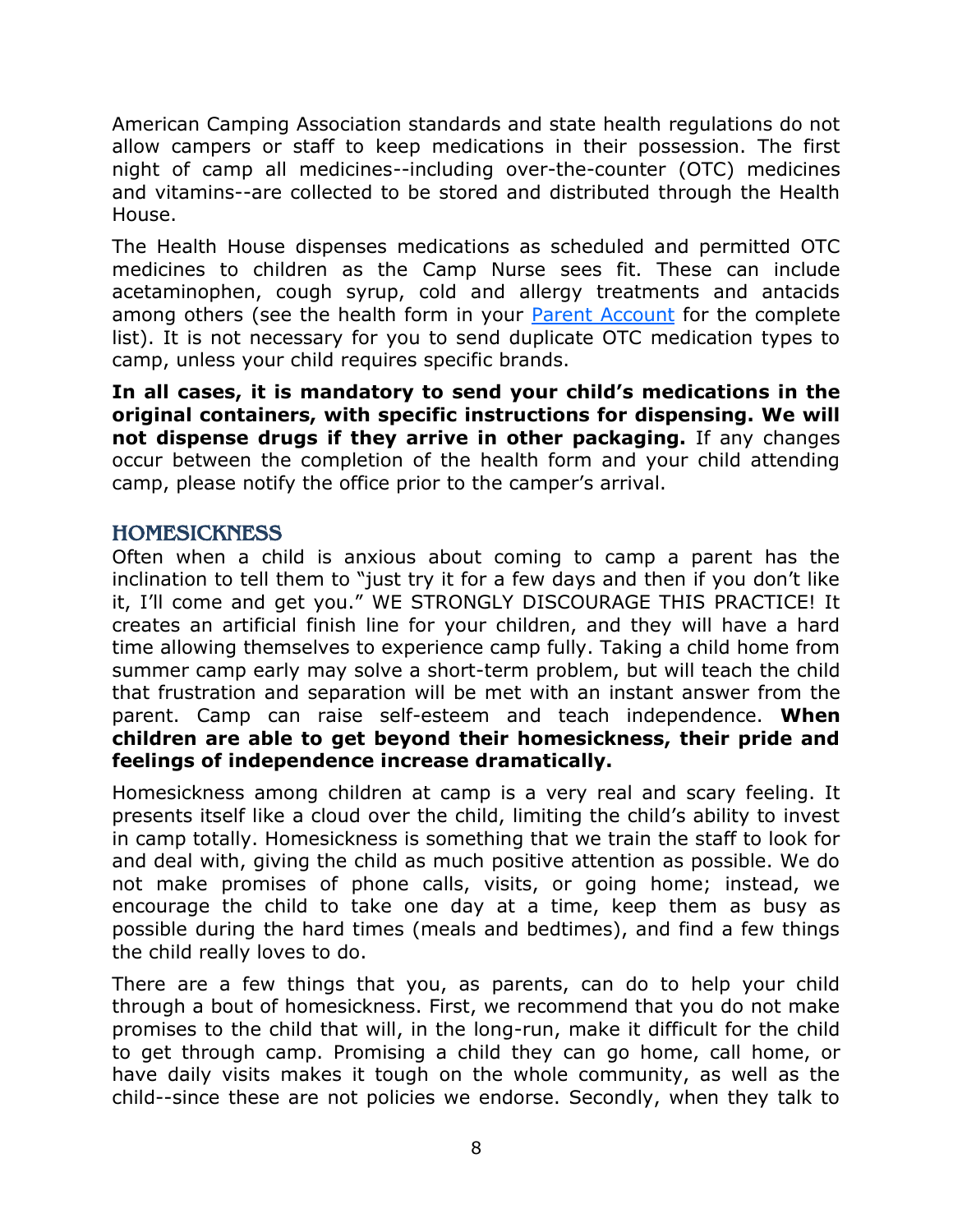American Camping Association standards and state health regulations do not allow campers or staff to keep medications in their possession. The first night of camp all medicines--including over-the-counter (OTC) medicines and vitamins--are collected to be stored and distributed through the Health House.

The Health House dispenses medications as scheduled and permitted OTC medicines to children as the Camp Nurse sees fit. These can include acetaminophen, cough syrup, cold and allergy treatments and antacids among others (see the health form in your Parent Account for the complete list). It is not necessary for you to send duplicate OTC medication types to camp, unless your child requires specific brands.

**In all cases, it is mandatory to send your child's medications in the original containers, with specific instructions for dispensing. We will not dispense drugs if they arrive in other packaging.** If any changes occur between the completion of the health form and your child attending camp, please notify the office prior to the camper's arrival.

## HOMESICKNESS

Often when a child is anxious about coming to camp a parent has the inclination to tell them to "just try it for a few days and then if you don't like it, I'll come and get you." WE STRONGLY DISCOURAGE THIS PRACTICE! It creates an artificial finish line for your children, and they will have a hard time allowing themselves to experience camp fully. Taking a child home from summer camp early may solve a short-term problem, but will teach the child that frustration and separation will be met with an instant answer from the parent. Camp can raise self-esteem and teach independence. **When children are able to get beyond their homesickness, their pride and feelings of independence increase dramatically.**

Homesickness among children at camp is a very real and scary feeling. It presents itself like a cloud over the child, limiting the child's ability to invest in camp totally. Homesickness is something that we train the staff to look for and deal with, giving the child as much positive attention as possible. We do not make promises of phone calls, visits, or going home; instead, we encourage the child to take one day at a time, keep them as busy as possible during the hard times (meals and bedtimes), and find a few things the child really loves to do.

There are a few things that you, as parents, can do to help your child through a bout of homesickness. First, we recommend that you do not make promises to the child that will, in the long-run, make it difficult for the child to get through camp. Promising a child they can go home, call home, or have daily visits makes it tough on the whole community, as well as the child--since these are not policies we endorse. Secondly, when they talk to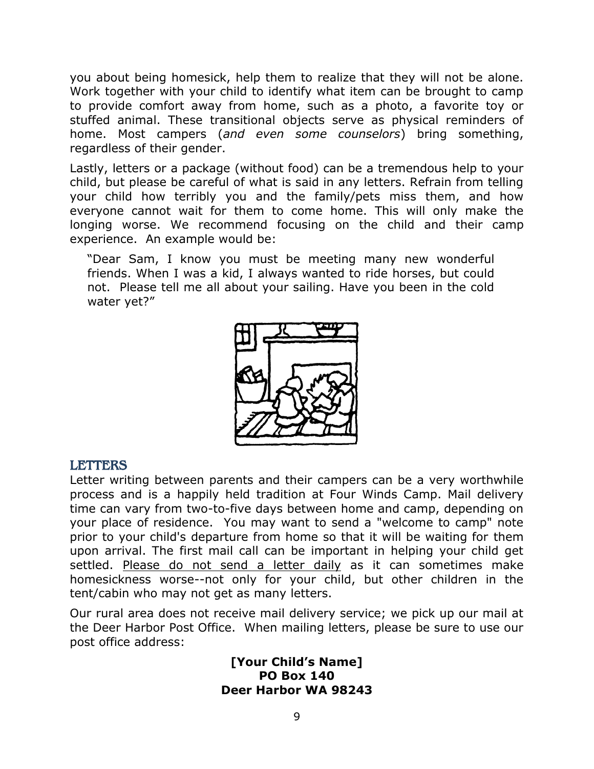you about being homesick, help them to realize that they will not be alone. Work together with your child to identify what item can be brought to camp to provide comfort away from home, such as a photo, a favorite toy or stuffed animal. These transitional objects serve as physical reminders of home. Most campers (*and even some counselors*) bring something, regardless of their gender.

Lastly, letters or a package (without food) can be a tremendous help to your child, but please be careful of what is said in any letters. Refrain from telling your child how terribly you and the family/pets miss them, and how everyone cannot wait for them to come home. This will only make the longing worse. We recommend focusing on the child and their camp experience. An example would be:

> "Dear Sam, I know you must be meeting many new wonderful friends. When I was a kid, I always wanted to ride horses, but could not. Please tell me all about your sailing. Have you been in the cold water yet?"

## LETTERS

Letter writing between parents and their campers can be a very worthwhile process and is a happily held tradition at Four Winds Camp. Mail delivery time can vary from two-to-five days between home and camp, depending on your place of residence. You may want to send a "welcome to camp" note prior to your child's departure from home so that it will be waiting for them upon arrival. The first mail call can be important in helping your child get settled. Please do not send a letter daily as it can sometimes make homesickness worse--not only for your child, but other children in the tent/cabin who may not get as many letters.

Our rural area does not receive mail delivery service; we pick up our mail at the Deer Harbor Post Office. When mailing letters, please be sure to use our post office address:

**[Your Child's Name]**
**PO Box 140**
**Deer Harbor WA 98243**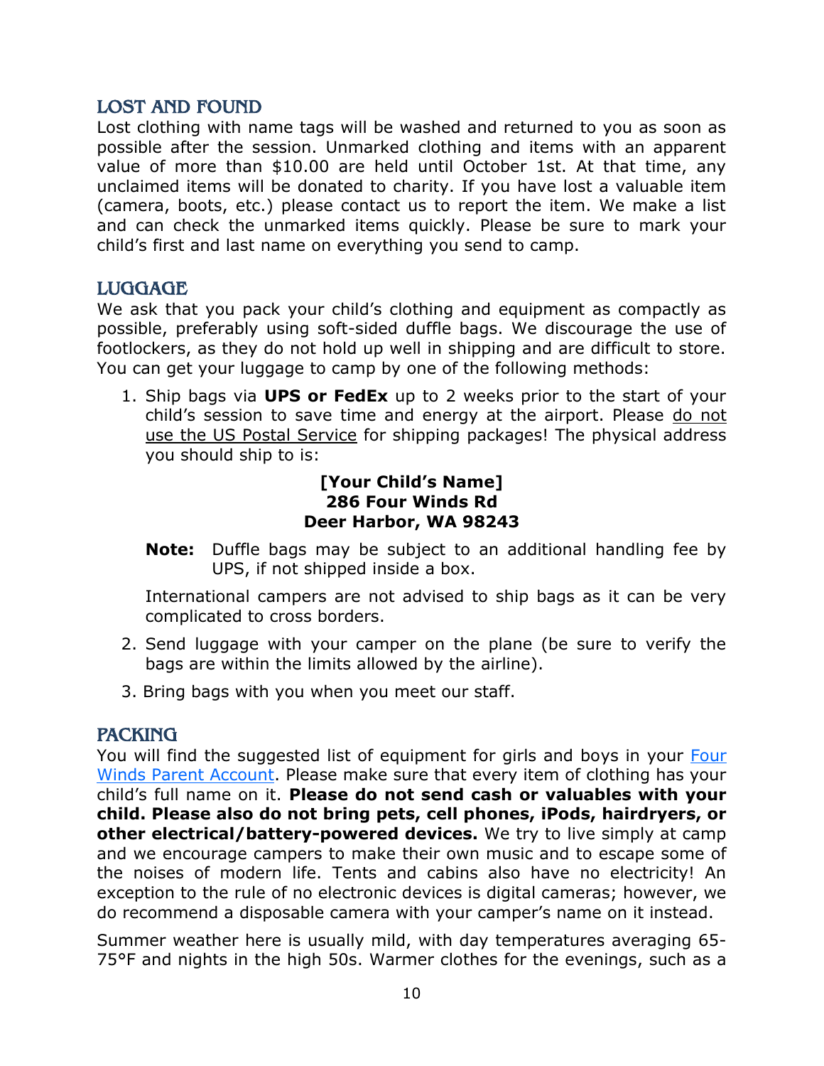## LOST AND FOUND

Lost clothing with name tags will be washed and returned to you as soon as possible after the session. Unmarked clothing and items with an apparent value of more than $10.00 are held until October 1st. At that time, any unclaimed items will be donated to charity. If you have lost a valuable item (camera, boots, etc.) please contact us to report the item. We make a list and can check the unmarked items quickly. Please be sure to mark your child's first and last name on everything you send to camp.

## LUGGAGE

We ask that you pack your child's clothing and equipment as compactly as possible, preferably using soft-sided duffle bags. We discourage the use of footlockers, as they do not hold up well in shipping and are difficult to store. You can get your luggage to camp by one of the following methods:

1. Ship bags via **UPS or FedEx** up to 2 weeks prior to the start of your child's session to save time and energy at the airport. Please do not use the US Postal Service for shipping packages! The physical address you should ship to is:

   **[Your Child's Name]**
   **286 Four Winds Rd**
   **Deer Harbor, WA 98243**

   **Note:** Duffle bags may be subject to an additional handling fee by UPS, if not shipped inside a box.

   International campers are not advised to ship bags as it can be very complicated to cross borders.

2. Send luggage with your camper on the plane (be sure to verify the bags are within the limits allowed by the airline).
3. Bring bags with you when you meet our staff.

## PACKING

You will find the suggested list of equipment for girls and boys in your Four Winds Parent Account. Please make sure that every item of clothing has your child's full name on it. **Please do not send cash or valuables with your child. Please also do not bring pets, cell phones, iPods, hairdryers, or other electrical/battery-powered devices.** We try to live simply at camp and we encourage campers to make their own music and to escape some of the noises of modern life. Tents and cabins also have no electricity! An exception to the rule of no electronic devices is digital cameras; however, we do recommend a disposable camera with your camper's name on it instead.

Summer weather here is usually mild, with day temperatures averaging 65-75°F and nights in the high 50s. Warmer clothes for the evenings, such as a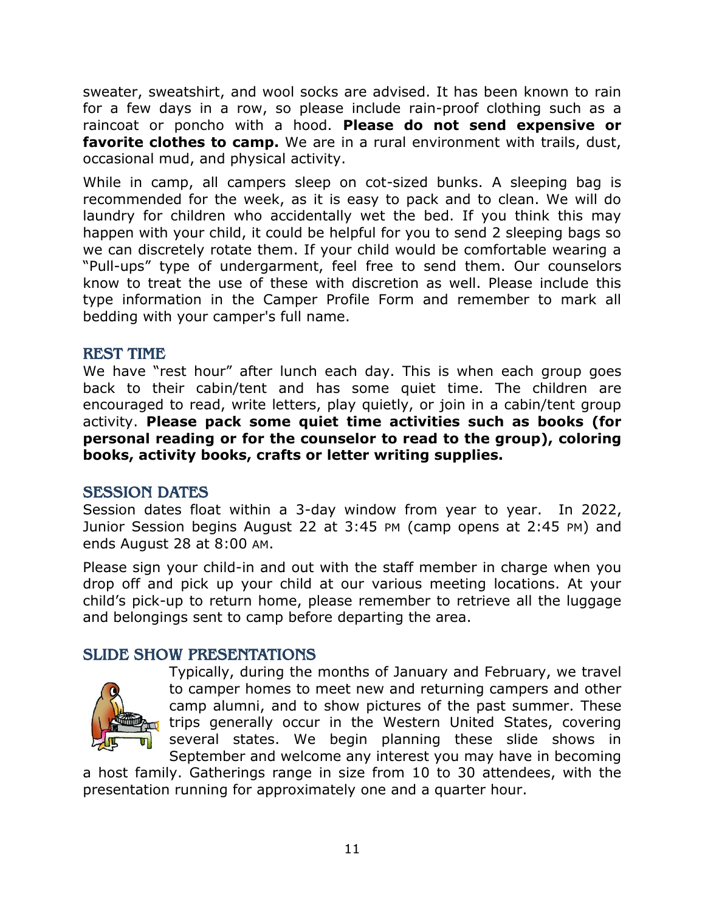sweater, sweatshirt, and wool socks are advised. It has been known to rain for a few days in a row, so please include rain-proof clothing such as a raincoat or poncho with a hood. **Please do not send expensive or favorite clothes to camp.** We are in a rural environment with trails, dust, occasional mud, and physical activity.

While in camp, all campers sleep on cot-sized bunks. A sleeping bag is recommended for the week, as it is easy to pack and to clean. We will do laundry for children who accidentally wet the bed. If you think this may happen with your child, it could be helpful for you to send 2 sleeping bags so we can discretely rotate them. If your child would be comfortable wearing a "Pull-ups" type of undergarment, feel free to send them. Our counselors know to treat the use of these with discretion as well. Please include this type information in the Camper Profile Form and remember to mark all bedding with your camper's full name.

## REST TIME

We have "rest hour" after lunch each day. This is when each group goes back to their cabin/tent and has some quiet time. The children are encouraged to read, write letters, play quietly, or join in a cabin/tent group activity. **Please pack some quiet time activities such as books (for personal reading or for the counselor to read to the group), coloring books, activity books, crafts or letter writing supplies.**

## SESSION DATES

Session dates float within a 3-day window from year to year. In 2022, Junior Session begins August 22 at 3:45 PM (camp opens at 2:45 PM) and ends August 28 at 8:00 AM.

Please sign your child-in and out with the staff member in charge when you drop off and pick up your child at our various meeting locations. At your child's pick-up to return home, please remember to retrieve all the luggage and belongings sent to camp before departing the area.

## SLIDE SHOW PRESENTATIONS

Typically, during the months of January and February, we travel to camper homes to meet new and returning campers and other camp alumni, and to show pictures of the past summer. These trips generally occur in the Western United States, covering several states. We begin planning these slide shows in September and welcome any interest you may have in becoming a host family. Gatherings range in size from 10 to 30 attendees, with the presentation running for approximately one and a quarter hour.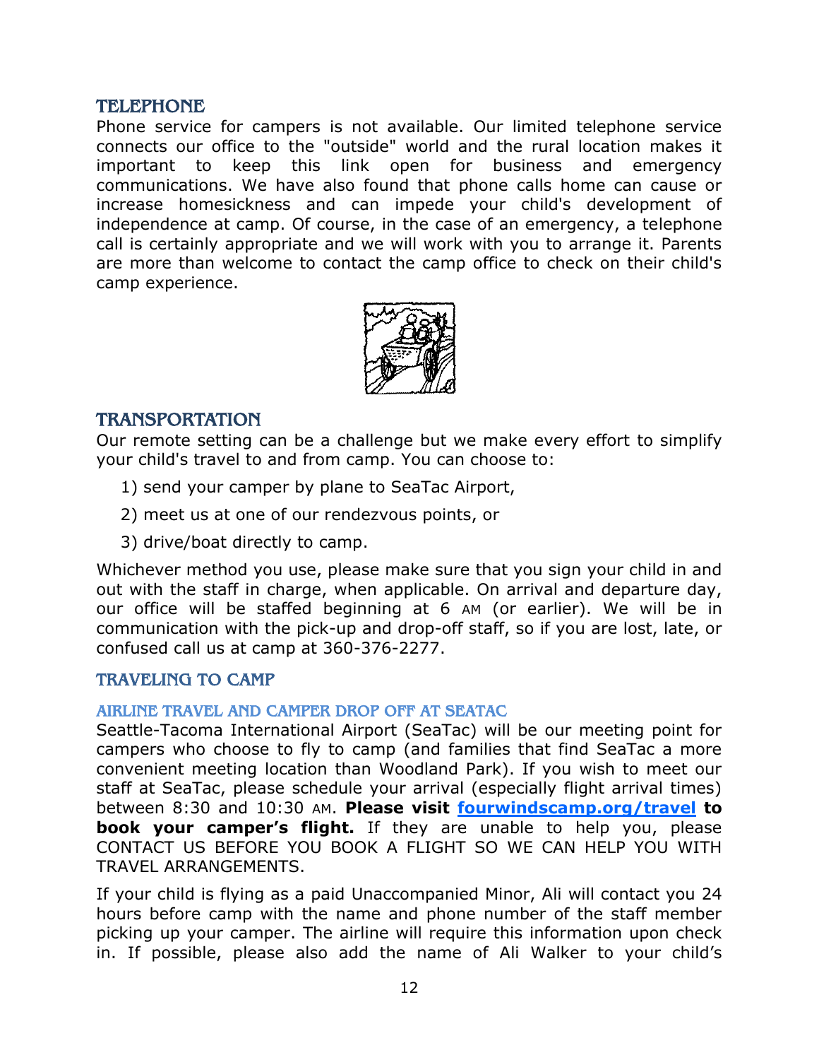## TELEPHONE

Phone service for campers is not available. Our limited telephone service connects our office to the "outside" world and the rural location makes it important to keep this link open for business and emergency communications. We have also found that phone calls home can cause or increase homesickness and can impede your child's development of independence at camp. Of course, in the case of an emergency, a telephone call is certainly appropriate and we will work with you to arrange it. Parents are more than welcome to contact the camp office to check on their child's camp experience.

## TRANSPORTATION

Our remote setting can be a challenge but we make every effort to simplify your child's travel to and from camp. You can choose to:

1) send your camper by plane to SeaTac Airport,
2) meet us at one of our rendezvous points, or
3) drive/boat directly to camp.

Whichever method you use, please make sure that you sign your child in and out with the staff in charge, when applicable. On arrival and departure day, our office will be staffed beginning at 6 AM (or earlier). We will be in communication with the pick-up and drop-off staff, so if you are lost, late, or confused call us at camp at 360-376-2277.

## TRAVELING TO CAMP

### AIRLINE TRAVEL AND CAMPER DROP OFF AT SEATAC

Seattle-Tacoma International Airport (SeaTac) will be our meeting point for campers who choose to fly to camp (and families that find SeaTac a more convenient meeting location than Woodland Park). If you wish to meet our staff at SeaTac, please schedule your arrival (especially flight arrival times) between 8:30 and 10:30 AM. **Please visit [fourwindscamp.org/travel](fourwindscamp.org/travel) to book your camper's flight.** If they are unable to help you, please CONTACT US BEFORE YOU BOOK A FLIGHT SO WE CAN HELP YOU WITH TRAVEL ARRANGEMENTS.

If your child is flying as a paid Unaccompanied Minor, Ali will contact you 24 hours before camp with the name and phone number of the staff member picking up your camper. The airline will require this information upon check in. If possible, please also add the name of Ali Walker to your child's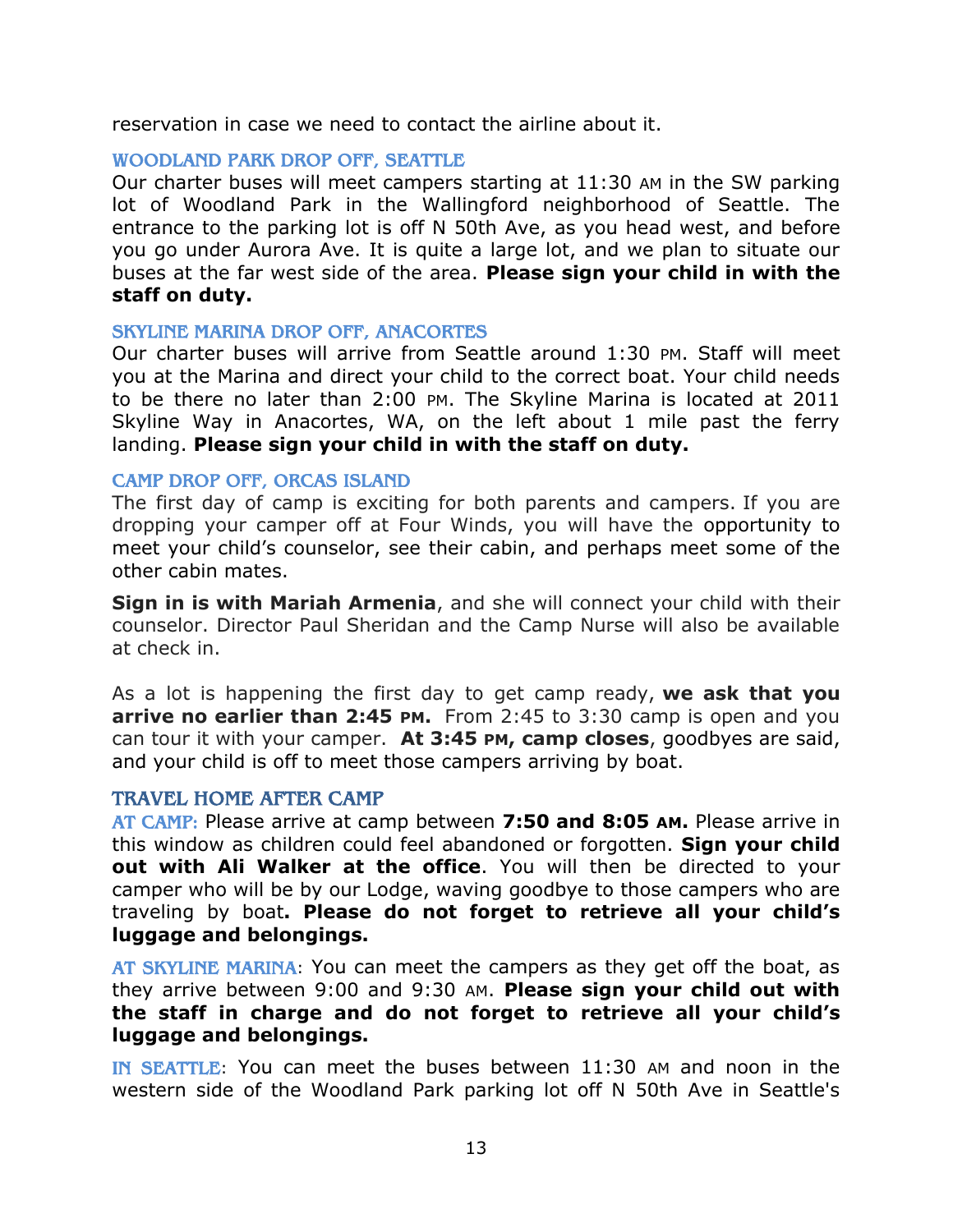reservation in case we need to contact the airline about it.

### WOODLAND PARK DROP OFF, SEATTLE

Our charter buses will meet campers starting at 11:30 AM in the SW parking lot of Woodland Park in the Wallingford neighborhood of Seattle. The entrance to the parking lot is off N 50th Ave, as you head west, and before you go under Aurora Ave. It is quite a large lot, and we plan to situate our buses at the far west side of the area. **Please sign your child in with the staff on duty.**

### SKYLINE MARINA DROP OFF, ANACORTES

Our charter buses will arrive from Seattle around 1:30 PM. Staff will meet you at the Marina and direct your child to the correct boat. Your child needs to be there no later than 2:00 PM. The Skyline Marina is located at 2011 Skyline Way in Anacortes, WA, on the left about 1 mile past the ferry landing. **Please sign your child in with the staff on duty.**

### CAMP DROP OFF, ORCAS ISLAND

The first day of camp is exciting for both parents and campers. If you are dropping your camper off at Four Winds, you will have the opportunity to meet your child's counselor, see their cabin, and perhaps meet some of the other cabin mates.

**Sign in is with Mariah Armenia**, and she will connect your child with their counselor. Director Paul Sheridan and the Camp Nurse will also be available at check in.

As a lot is happening the first day to get camp ready, **we ask that you arrive no earlier than 2:45 PM.** From 2:45 to 3:30 camp is open and you can tour it with your camper. **At 3:45 PM, camp closes**, goodbyes are said, and your child is off to meet those campers arriving by boat.

## TRAVEL HOME AFTER CAMP

AT CAMP: Please arrive at camp between **7:50 and 8:05 AM.** Please arrive in this window as children could feel abandoned or forgotten. **Sign your child out with Ali Walker at the office**. You will then be directed to your camper who will be by our Lodge, waving goodbye to those campers who are traveling by boat**. Please do not forget to retrieve all your child's luggage and belongings.**

AT SKYLINE MARINA: You can meet the campers as they get off the boat, as they arrive between 9:00 and 9:30 AM. **Please sign your child out with the staff in charge and do not forget to retrieve all your child's luggage and belongings.**

IN SEATTLE: You can meet the buses between 11:30 AM and noon in the western side of the Woodland Park parking lot off N 50th Ave in Seattle's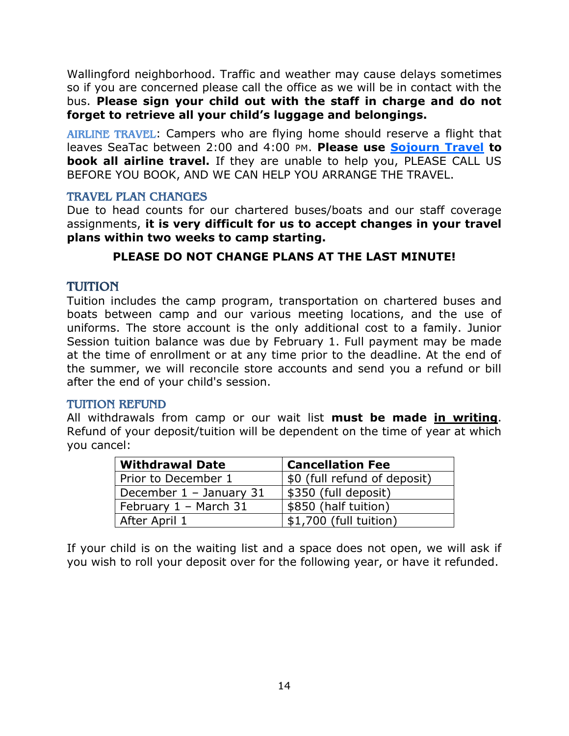Wallingford neighborhood. Traffic and weather may cause delays sometimes so if you are concerned please call the office as we will be in contact with the bus. **Please sign your child out with the staff in charge and do not forget to retrieve all your child's luggage and belongings.**

AIRLINE TRAVEL: Campers who are flying home should reserve a flight that leaves SeaTac between 2:00 and 4:00 PM. **Please use [Sojourn Travel] to book all airline travel.** If they are unable to help you, PLEASE CALL US BEFORE YOU BOOK, AND WE CAN HELP YOU ARRANGE THE TRAVEL.

### TRAVEL PLAN CHANGES

Due to head counts for our chartered buses/boats and our staff coverage assignments, **it is very difficult for us to accept changes in your travel plans within two weeks to camp starting.**

**PLEASE DO NOT CHANGE PLANS AT THE LAST MINUTE!**

## TUITION

Tuition includes the camp program, transportation on chartered buses and boats between camp and our various meeting locations, and the use of uniforms. The store account is the only additional cost to a family. Junior Session tuition balance was due by February 1. Full payment may be made at the time of enrollment or at any time prior to the deadline. At the end of the summer, we will reconcile store accounts and send you a refund or bill after the end of your child's session.

### TUITION REFUND

All withdrawals from camp or our wait list **must be made in writing**. Refund of your deposit/tuition will be dependent on the time of year at which you cancel:

| Withdrawal Date | Cancellation Fee |
|---|---|
| Prior to December 1 | $0 (full refund of deposit) |
| December 1 – January 31 | $350 (full deposit) |
| February 1 – March 31 | $850 (half tuition) |
| After April 1 | $1,700 (full tuition) |

If your child is on the waiting list and a space does not open, we will ask if you wish to roll your deposit over for the following year, or have it refunded.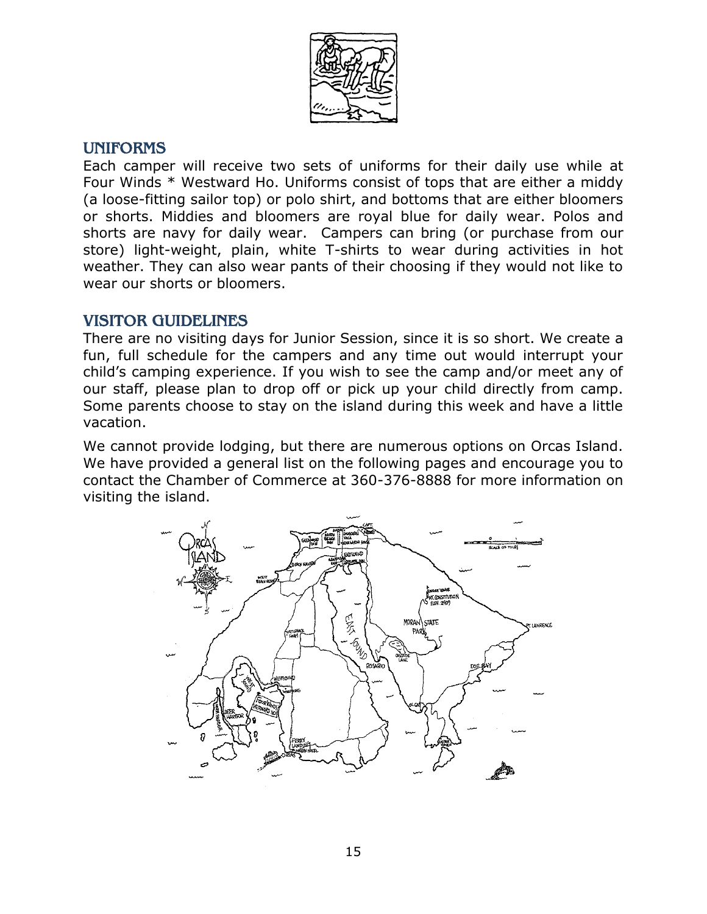## UNIFORMS

Each camper will receive two sets of uniforms for their daily use while at Four Winds * Westward Ho. Uniforms consist of tops that are either a middy (a loose-fitting sailor top) or polo shirt, and bottoms that are either bloomers or shorts. Middies and bloomers are royal blue for daily wear. Polos and shorts are navy for daily wear. Campers can bring (or purchase from our store) light-weight, plain, white T-shirts to wear during activities in hot weather. They can also wear pants of their choosing if they would not like to wear our shorts or bloomers.

## VISITOR GUIDELINES

There are no visiting days for Junior Session, since it is so short. We create a fun, full schedule for the campers and any time out would interrupt your child's camping experience. If you wish to see the camp and/or meet any of our staff, please plan to drop off or pick up your child directly from camp. Some parents choose to stay on the island during this week and have a little vacation.

We cannot provide lodging, but there are numerous options on Orcas Island. We have provided a general list on the following pages and encourage you to contact the Chamber of Commerce at 360-376-8888 for more information on visiting the island.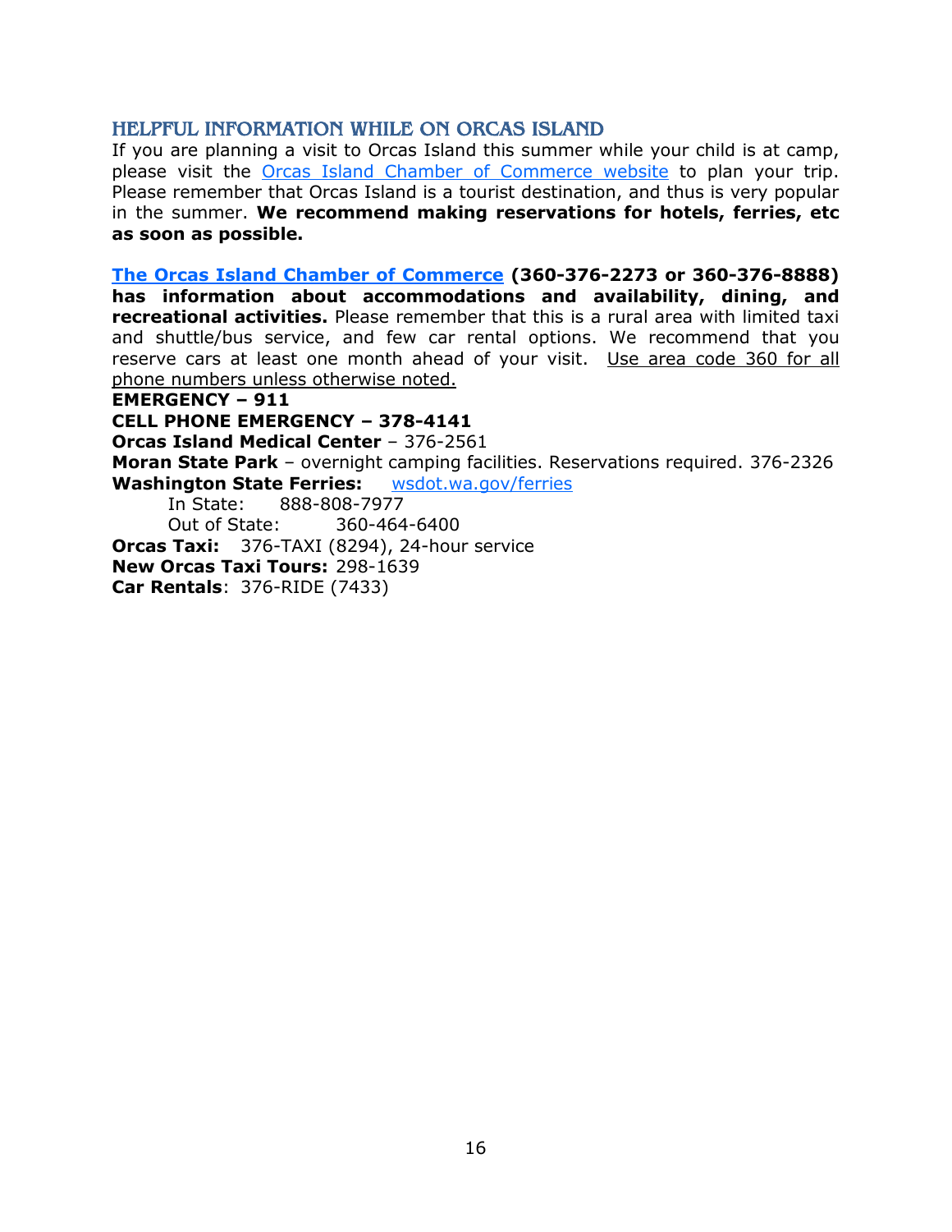## HELPFUL INFORMATION WHILE ON ORCAS ISLAND

If you are planning a visit to Orcas Island this summer while your child is at camp, please visit the Orcas Island Chamber of Commerce website to plan your trip. Please remember that Orcas Island is a tourist destination, and thus is very popular in the summer. **We recommend making reservations for hotels, ferries, etc as soon as possible.**

**The Orcas Island Chamber of Commerce (360-376-2273 or 360-376-8888) has information about accommodations and availability, dining, and recreational activities.** Please remember that this is a rural area with limited taxi and shuttle/bus service, and few car rental options. We recommend that you reserve cars at least one month ahead of your visit. Use area code 360 for all phone numbers unless otherwise noted.

**EMERGENCY – 911**
**CELL PHONE EMERGENCY – 378-4141**
**Orcas Island Medical Center** – 376-2561
**Moran State Park** – overnight camping facilities. Reservations required. 376-2326
**Washington State Ferries:** wsdot.wa.gov/ferries
In State: 888-808-7977
Out of State: 360-464-6400
**Orcas Taxi:** 376-TAXI (8294), 24-hour service
**New Orcas Taxi Tours:** 298-1639
**Car Rentals**: 376-RIDE (7433)